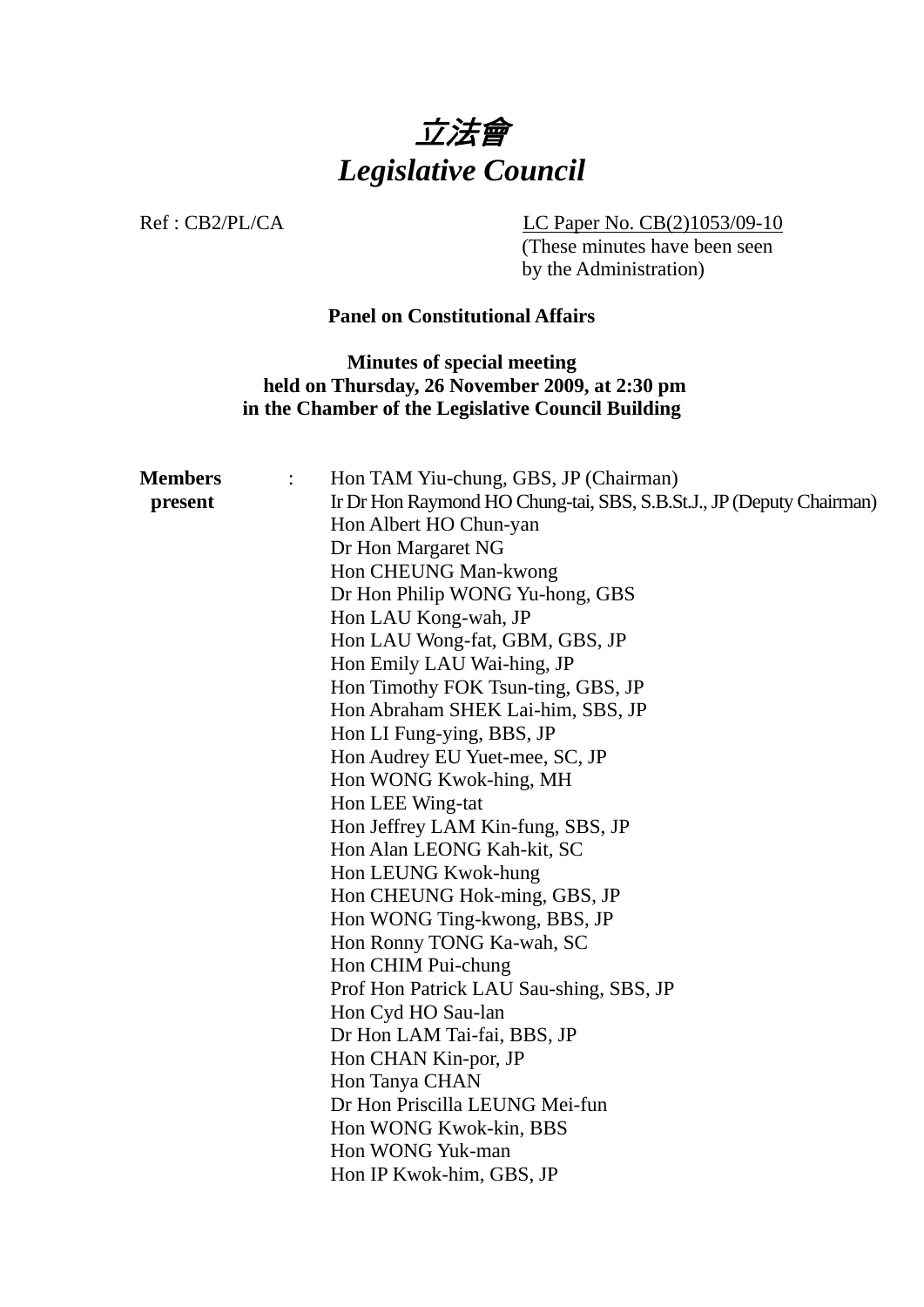# *立法會*
# *Legislative Council*

Ref : CB2/PL/CA

LC Paper No. CB(2)1053/09-10
(These minutes have been seen by the Administration)

**Panel on Constitutional Affairs**

**Minutes of special meeting held on Thursday, 26 November 2009, at 2:30 pm in the Chamber of the Legislative Council Building**

**Members present** :

Hon TAM Yiu-chung, GBS, JP (Chairman)
Ir Dr Hon Raymond HO Chung-tai, SBS, S.B.St.J., JP (Deputy Chairman)
Hon Albert HO Chun-yan
Dr Hon Margaret NG
Hon CHEUNG Man-kwong
Dr Hon Philip WONG Yu-hong, GBS
Hon LAU Kong-wah, JP
Hon LAU Wong-fat, GBM, GBS, JP
Hon Emily LAU Wai-hing, JP
Hon Timothy FOK Tsun-ting, GBS, JP
Hon Abraham SHEK Lai-him, SBS, JP
Hon LI Fung-ying, BBS, JP
Hon Audrey EU Yuet-mee, SC, JP
Hon WONG Kwok-hing, MH
Hon LEE Wing-tat
Hon Jeffrey LAM Kin-fung, SBS, JP
Hon Alan LEONG Kah-kit, SC
Hon LEUNG Kwok-hung
Hon CHEUNG Hok-ming, GBS, JP
Hon WONG Ting-kwong, BBS, JP
Hon Ronny TONG Ka-wah, SC
Hon CHIM Pui-chung
Prof Hon Patrick LAU Sau-shing, SBS, JP
Hon Cyd HO Sau-lan
Dr Hon LAM Tai-fai, BBS, JP
Hon CHAN Kin-por, JP
Hon Tanya CHAN
Dr Hon Priscilla LEUNG Mei-fun
Hon WONG Kwok-kin, BBS
Hon WONG Yuk-man
Hon IP Kwok-him, GBS, JP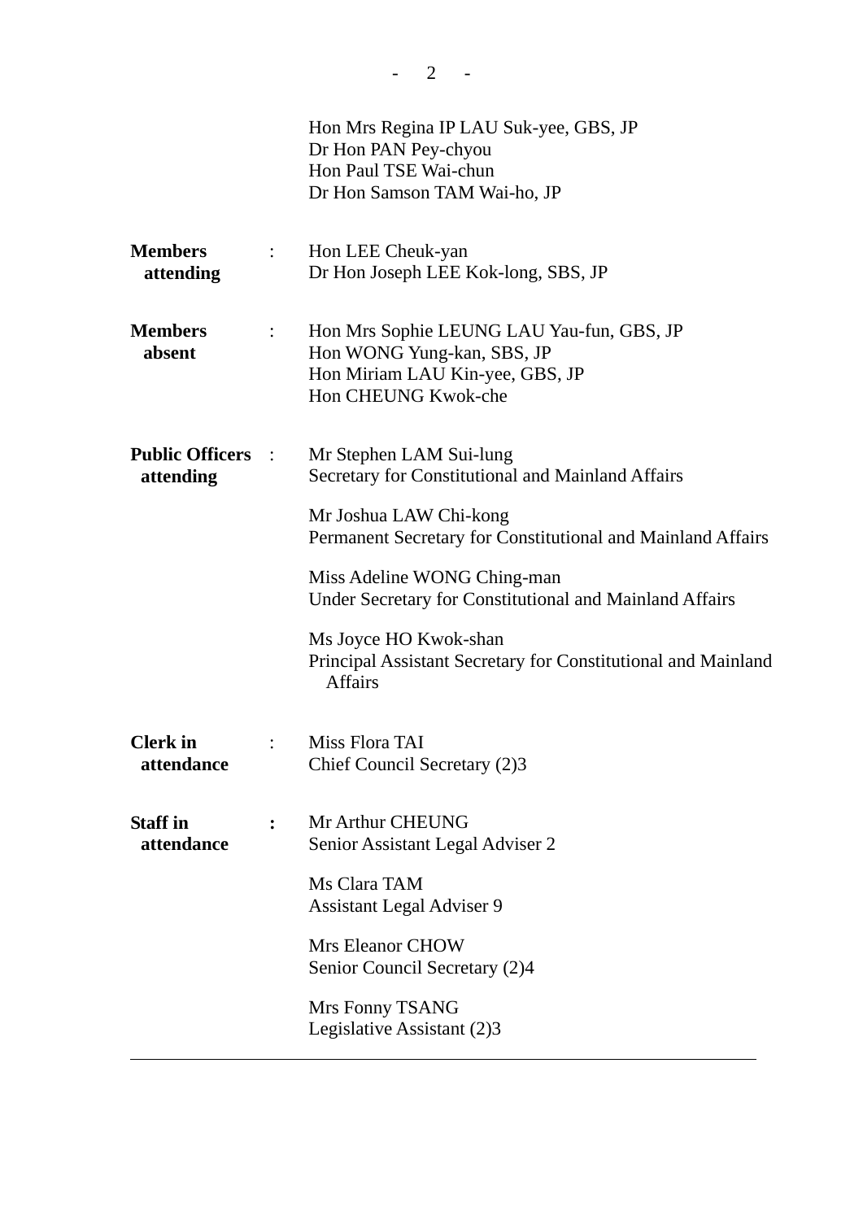Hon Mrs Regina IP LAU Suk-yee, GBS, JP
Dr Hon PAN Pey-chyou
Hon Paul TSE Wai-chun
Dr Hon Samson TAM Wai-ho, JP

| | | |
|---|---|---|
| **Members attending** | : | Hon LEE Cheuk-yan<br>Dr Hon Joseph LEE Kok-long, SBS, JP |
| **Members absent** | : | Hon Mrs Sophie LEUNG LAU Yau-fun, GBS, JP<br>Hon WONG Yung-kan, SBS, JP<br>Hon Miriam LAU Kin-yee, GBS, JP<br>Hon CHEUNG Kwok-che |
| **Public Officers attending** | : | Mr Stephen LAM Sui-lung<br>Secretary for Constitutional and Mainland Affairs<br><br>Mr Joshua LAW Chi-kong<br>Permanent Secretary for Constitutional and Mainland Affairs<br><br>Miss Adeline WONG Ching-man<br>Under Secretary for Constitutional and Mainland Affairs<br><br>Ms Joyce HO Kwok-shan<br>Principal Assistant Secretary for Constitutional and Mainland Affairs |
| **Clerk in attendance** | : | Miss Flora TAI<br>Chief Council Secretary (2)3 |
| **Staff in attendance** | : | Mr Arthur CHEUNG<br>Senior Assistant Legal Adviser 2<br><br>Ms Clara TAM<br>Assistant Legal Adviser 9<br><br>Mrs Eleanor CHOW<br>Senior Council Secretary (2)4<br><br>Mrs Fonny TSANG<br>Legislative Assistant (2)3 |

---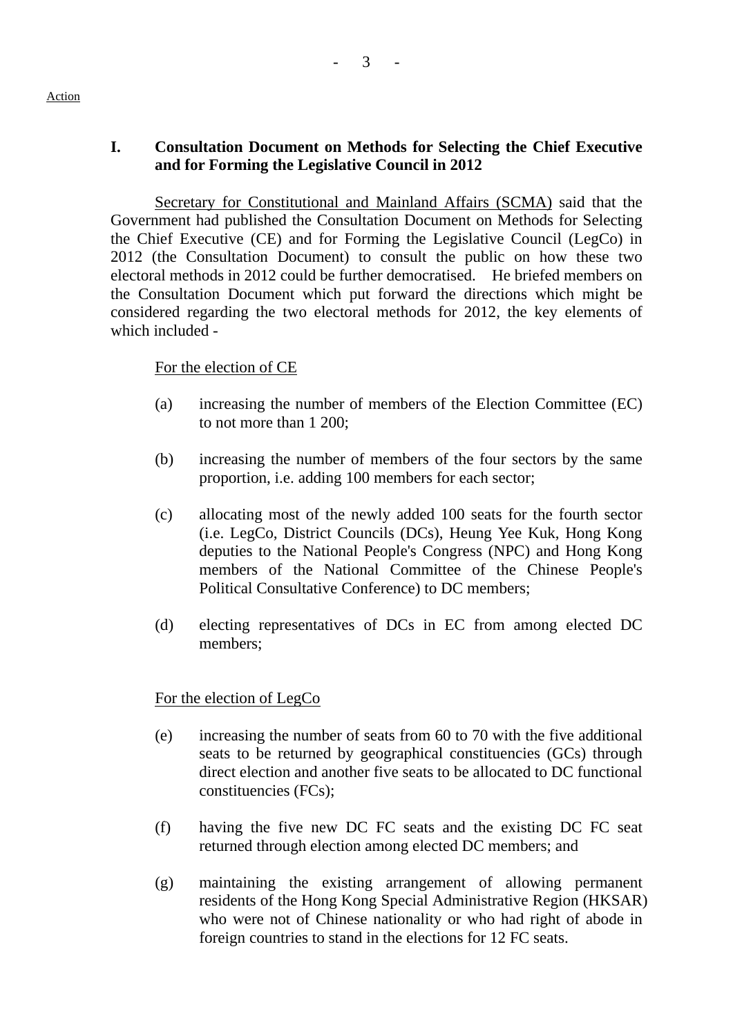Action

## I. Consultation Document on Methods for Selecting the Chief Executive and for Forming the Legislative Council in 2012

Secretary for Constitutional and Mainland Affairs (SCMA) said that the Government had published the Consultation Document on Methods for Selecting the Chief Executive (CE) and for Forming the Legislative Council (LegCo) in 2012 (the Consultation Document) to consult the public on how these two electoral methods in 2012 could be further democratised. He briefed members on the Consultation Document which put forward the directions which might be considered regarding the two electoral methods for 2012, the key elements of which included -

For the election of CE

(a) increasing the number of members of the Election Committee (EC) to not more than 1 200;

(b) increasing the number of members of the four sectors by the same proportion, i.e. adding 100 members for each sector;

(c) allocating most of the newly added 100 seats for the fourth sector (i.e. LegCo, District Councils (DCs), Heung Yee Kuk, Hong Kong deputies to the National People's Congress (NPC) and Hong Kong members of the National Committee of the Chinese People's Political Consultative Conference) to DC members;

(d) electing representatives of DCs in EC from among elected DC members;

For the election of LegCo

(e) increasing the number of seats from 60 to 70 with the five additional seats to be returned by geographical constituencies (GCs) through direct election and another five seats to be allocated to DC functional constituencies (FCs);

(f) having the five new DC FC seats and the existing DC FC seat returned through election among elected DC members; and

(g) maintaining the existing arrangement of allowing permanent residents of the Hong Kong Special Administrative Region (HKSAR) who were not of Chinese nationality or who had right of abode in foreign countries to stand in the elections for 12 FC seats.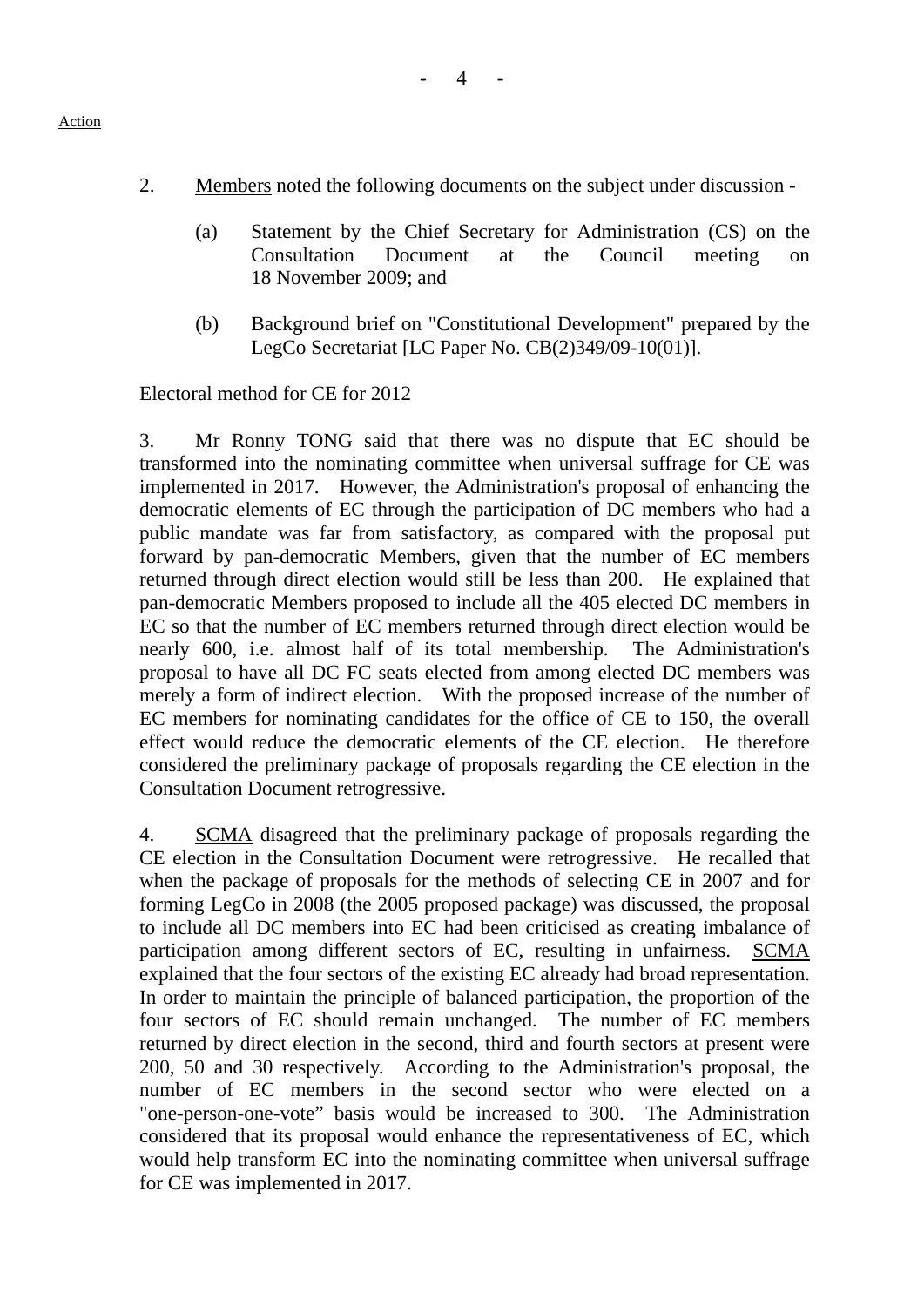Action

2. Members noted the following documents on the subject under discussion -

(a) Statement by the Chief Secretary for Administration (CS) on the Consultation Document at the Council meeting on 18 November 2009; and

(b) Background brief on "Constitutional Development" prepared by the LegCo Secretariat [LC Paper No. CB(2)349/09-10(01)].

Electoral method for CE for 2012

3. Mr Ronny TONG said that there was no dispute that EC should be transformed into the nominating committee when universal suffrage for CE was implemented in 2017. However, the Administration's proposal of enhancing the democratic elements of EC through the participation of DC members who had a public mandate was far from satisfactory, as compared with the proposal put forward by pan-democratic Members, given that the number of EC members returned through direct election would still be less than 200. He explained that pan-democratic Members proposed to include all the 405 elected DC members in EC so that the number of EC members returned through direct election would be nearly 600, i.e. almost half of its total membership. The Administration's proposal to have all DC FC seats elected from among elected DC members was merely a form of indirect election. With the proposed increase of the number of EC members for nominating candidates for the office of CE to 150, the overall effect would reduce the democratic elements of the CE election. He therefore considered the preliminary package of proposals regarding the CE election in the Consultation Document retrogressive.

4. SCMA disagreed that the preliminary package of proposals regarding the CE election in the Consultation Document were retrogressive. He recalled that when the package of proposals for the methods of selecting CE in 2007 and for forming LegCo in 2008 (the 2005 proposed package) was discussed, the proposal to include all DC members into EC had been criticised as creating imbalance of participation among different sectors of EC, resulting in unfairness. SCMA explained that the four sectors of the existing EC already had broad representation. In order to maintain the principle of balanced participation, the proportion of the four sectors of EC should remain unchanged. The number of EC members returned by direct election in the second, third and fourth sectors at present were 200, 50 and 30 respectively. According to the Administration's proposal, the number of EC members in the second sector who were elected on a "one-person-one-vote" basis would be increased to 300. The Administration considered that its proposal would enhance the representativeness of EC, which would help transform EC into the nominating committee when universal suffrage for CE was implemented in 2017.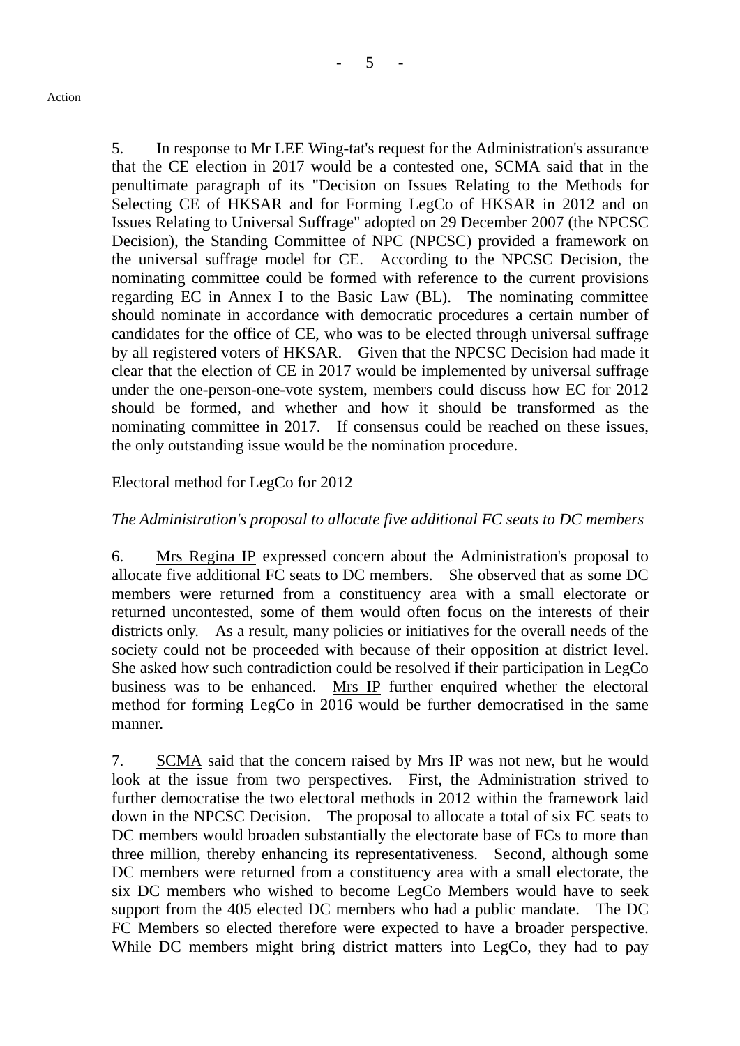Action

5. In response to Mr LEE Wing-tat's request for the Administration's assurance that the CE election in 2017 would be a contested one, SCMA said that in the penultimate paragraph of its "Decision on Issues Relating to the Methods for Selecting CE of HKSAR and for Forming LegCo of HKSAR in 2012 and on Issues Relating to Universal Suffrage" adopted on 29 December 2007 (the NPCSC Decision), the Standing Committee of NPC (NPCSC) provided a framework on the universal suffrage model for CE. According to the NPCSC Decision, the nominating committee could be formed with reference to the current provisions regarding EC in Annex I to the Basic Law (BL). The nominating committee should nominate in accordance with democratic procedures a certain number of candidates for the office of CE, who was to be elected through universal suffrage by all registered voters of HKSAR. Given that the NPCSC Decision had made it clear that the election of CE in 2017 would be implemented by universal suffrage under the one-person-one-vote system, members could discuss how EC for 2012 should be formed, and whether and how it should be transformed as the nominating committee in 2017. If consensus could be reached on these issues, the only outstanding issue would be the nomination procedure.

Electoral method for LegCo for 2012

*The Administration's proposal to allocate five additional FC seats to DC members*

6. Mrs Regina IP expressed concern about the Administration's proposal to allocate five additional FC seats to DC members. She observed that as some DC members were returned from a constituency area with a small electorate or returned uncontested, some of them would often focus on the interests of their districts only. As a result, many policies or initiatives for the overall needs of the society could not be proceeded with because of their opposition at district level. She asked how such contradiction could be resolved if their participation in LegCo business was to be enhanced. Mrs IP further enquired whether the electoral method for forming LegCo in 2016 would be further democratised in the same manner.

7. SCMA said that the concern raised by Mrs IP was not new, but he would look at the issue from two perspectives. First, the Administration strived to further democratise the two electoral methods in 2012 within the framework laid down in the NPCSC Decision. The proposal to allocate a total of six FC seats to DC members would broaden substantially the electorate base of FCs to more than three million, thereby enhancing its representativeness. Second, although some DC members were returned from a constituency area with a small electorate, the six DC members who wished to become LegCo Members would have to seek support from the 405 elected DC members who had a public mandate. The DC FC Members so elected therefore were expected to have a broader perspective. While DC members might bring district matters into LegCo, they had to pay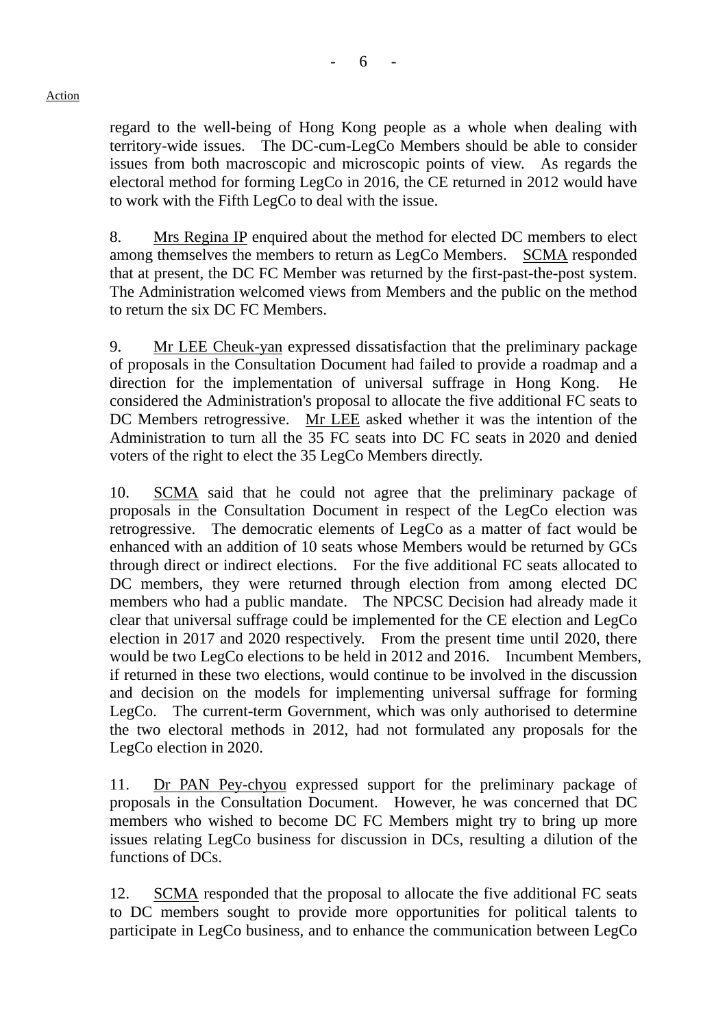Action

regard to the well-being of Hong Kong people as a whole when dealing with territory-wide issues. The DC-cum-LegCo Members should be able to consider issues from both macroscopic and microscopic points of view. As regards the electoral method for forming LegCo in 2016, the CE returned in 2012 would have to work with the Fifth LegCo to deal with the issue.

8. Mrs Regina IP enquired about the method for elected DC members to elect among themselves the members to return as LegCo Members. SCMA responded that at present, the DC FC Member was returned by the first-past-the-post system. The Administration welcomed views from Members and the public on the method to return the six DC FC Members.

9. Mr LEE Cheuk-yan expressed dissatisfaction that the preliminary package of proposals in the Consultation Document had failed to provide a roadmap and a direction for the implementation of universal suffrage in Hong Kong. He considered the Administration's proposal to allocate the five additional FC seats to DC Members retrogressive. Mr LEE asked whether it was the intention of the Administration to turn all the 35 FC seats into DC FC seats in 2020 and denied voters of the right to elect the 35 LegCo Members directly.

10. SCMA said that he could not agree that the preliminary package of proposals in the Consultation Document in respect of the LegCo election was retrogressive. The democratic elements of LegCo as a matter of fact would be enhanced with an addition of 10 seats whose Members would be returned by GCs through direct or indirect elections. For the five additional FC seats allocated to DC members, they were returned through election from among elected DC members who had a public mandate. The NPCSC Decision had already made it clear that universal suffrage could be implemented for the CE election and LegCo election in 2017 and 2020 respectively. From the present time until 2020, there would be two LegCo elections to be held in 2012 and 2016. Incumbent Members, if returned in these two elections, would continue to be involved in the discussion and decision on the models for implementing universal suffrage for forming LegCo. The current-term Government, which was only authorised to determine the two electoral methods in 2012, had not formulated any proposals for the LegCo election in 2020.

11. Dr PAN Pey-chyou expressed support for the preliminary package of proposals in the Consultation Document. However, he was concerned that DC members who wished to become DC FC Members might try to bring up more issues relating LegCo business for discussion in DCs, resulting a dilution of the functions of DCs.

12. SCMA responded that the proposal to allocate the five additional FC seats to DC members sought to provide more opportunities for political talents to participate in LegCo business, and to enhance the communication between LegCo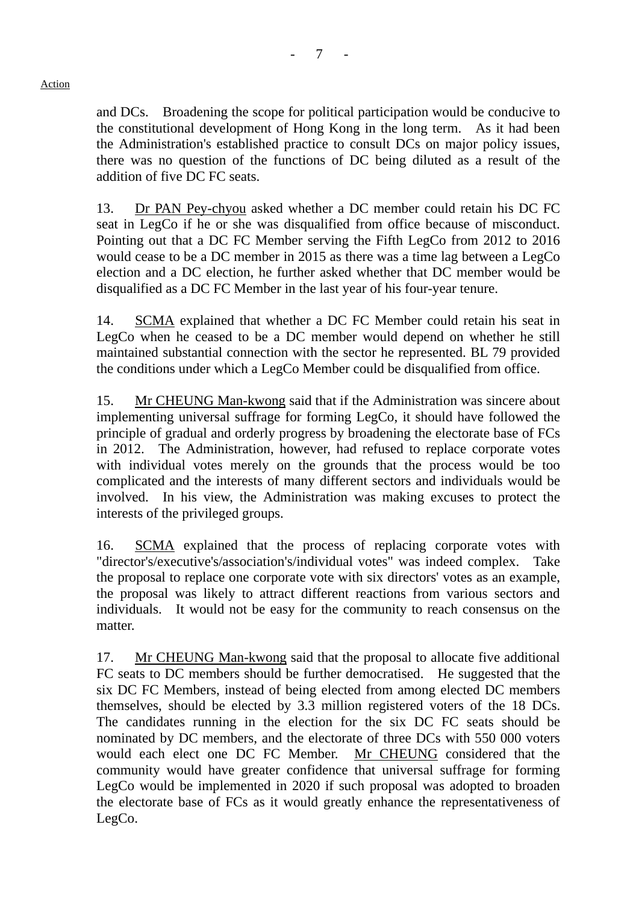Action

and DCs. Broadening the scope for political participation would be conducive to the constitutional development of Hong Kong in the long term. As it had been the Administration's established practice to consult DCs on major policy issues, there was no question of the functions of DC being diluted as a result of the addition of five DC FC seats.

13. Dr PAN Pey-chyou asked whether a DC member could retain his DC FC seat in LegCo if he or she was disqualified from office because of misconduct. Pointing out that a DC FC Member serving the Fifth LegCo from 2012 to 2016 would cease to be a DC member in 2015 as there was a time lag between a LegCo election and a DC election, he further asked whether that DC member would be disqualified as a DC FC Member in the last year of his four-year tenure.

14. SCMA explained that whether a DC FC Member could retain his seat in LegCo when he ceased to be a DC member would depend on whether he still maintained substantial connection with the sector he represented. BL 79 provided the conditions under which a LegCo Member could be disqualified from office.

15. Mr CHEUNG Man-kwong said that if the Administration was sincere about implementing universal suffrage for forming LegCo, it should have followed the principle of gradual and orderly progress by broadening the electorate base of FCs in 2012. The Administration, however, had refused to replace corporate votes with individual votes merely on the grounds that the process would be too complicated and the interests of many different sectors and individuals would be involved. In his view, the Administration was making excuses to protect the interests of the privileged groups.

16. SCMA explained that the process of replacing corporate votes with "director's/executive's/association's/individual votes" was indeed complex. Take the proposal to replace one corporate vote with six directors' votes as an example, the proposal was likely to attract different reactions from various sectors and individuals. It would not be easy for the community to reach consensus on the matter.

17. Mr CHEUNG Man-kwong said that the proposal to allocate five additional FC seats to DC members should be further democratised. He suggested that the six DC FC Members, instead of being elected from among elected DC members themselves, should be elected by 3.3 million registered voters of the 18 DCs. The candidates running in the election for the six DC FC seats should be nominated by DC members, and the electorate of three DCs with 550 000 voters would each elect one DC FC Member. Mr CHEUNG considered that the community would have greater confidence that universal suffrage for forming LegCo would be implemented in 2020 if such proposal was adopted to broaden the electorate base of FCs as it would greatly enhance the representativeness of LegCo.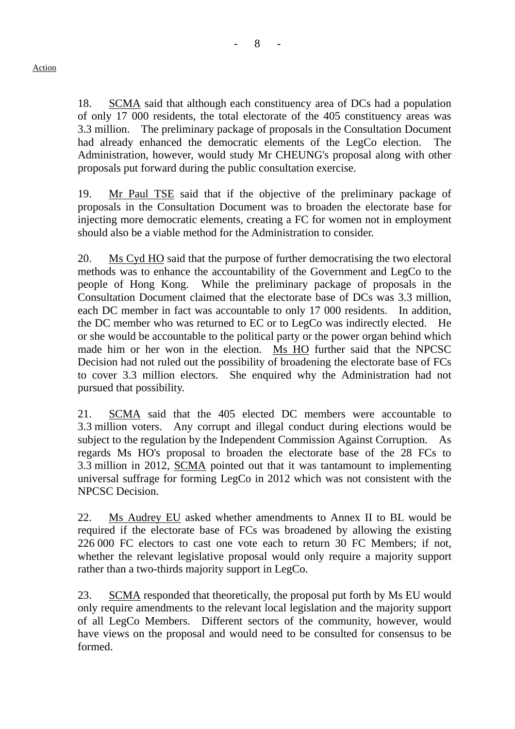Action

18. SCMA said that although each constituency area of DCs had a population of only 17 000 residents, the total electorate of the 405 constituency areas was 3.3 million. The preliminary package of proposals in the Consultation Document had already enhanced the democratic elements of the LegCo election. The Administration, however, would study Mr CHEUNG's proposal along with other proposals put forward during the public consultation exercise.

19. Mr Paul TSE said that if the objective of the preliminary package of proposals in the Consultation Document was to broaden the electorate base for injecting more democratic elements, creating a FC for women not in employment should also be a viable method for the Administration to consider.

20. Ms Cyd HO said that the purpose of further democratising the two electoral methods was to enhance the accountability of the Government and LegCo to the people of Hong Kong. While the preliminary package of proposals in the Consultation Document claimed that the electorate base of DCs was 3.3 million, each DC member in fact was accountable to only 17 000 residents. In addition, the DC member who was returned to EC or to LegCo was indirectly elected. He or she would be accountable to the political party or the power organ behind which made him or her won in the election. Ms HO further said that the NPCSC Decision had not ruled out the possibility of broadening the electorate base of FCs to cover 3.3 million electors. She enquired why the Administration had not pursued that possibility.

21. SCMA said that the 405 elected DC members were accountable to 3.3 million voters. Any corrupt and illegal conduct during elections would be subject to the regulation by the Independent Commission Against Corruption. As regards Ms HO's proposal to broaden the electorate base of the 28 FCs to 3.3 million in 2012, SCMA pointed out that it was tantamount to implementing universal suffrage for forming LegCo in 2012 which was not consistent with the NPCSC Decision.

22. Ms Audrey EU asked whether amendments to Annex II to BL would be required if the electorate base of FCs was broadened by allowing the existing 226 000 FC electors to cast one vote each to return 30 FC Members; if not, whether the relevant legislative proposal would only require a majority support rather than a two-thirds majority support in LegCo.

23. SCMA responded that theoretically, the proposal put forth by Ms EU would only require amendments to the relevant local legislation and the majority support of all LegCo Members. Different sectors of the community, however, would have views on the proposal and would need to be consulted for consensus to be formed.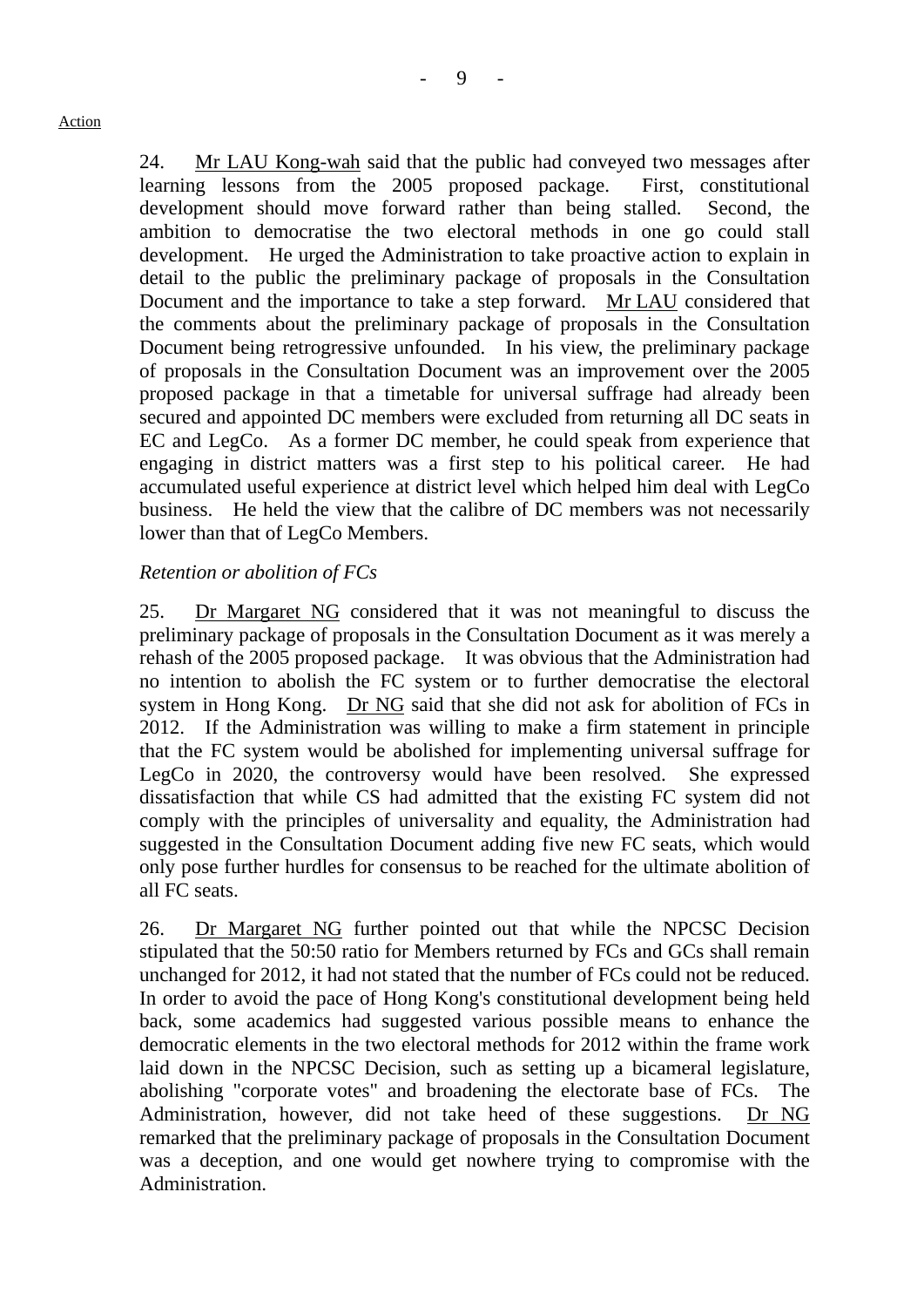Action

24. Mr LAU Kong-wah said that the public had conveyed two messages after learning lessons from the 2005 proposed package. First, constitutional development should move forward rather than being stalled. Second, the ambition to democratise the two electoral methods in one go could stall development. He urged the Administration to take proactive action to explain in detail to the public the preliminary package of proposals in the Consultation Document and the importance to take a step forward. Mr LAU considered that the comments about the preliminary package of proposals in the Consultation Document being retrogressive unfounded. In his view, the preliminary package of proposals in the Consultation Document was an improvement over the 2005 proposed package in that a timetable for universal suffrage had already been secured and appointed DC members were excluded from returning all DC seats in EC and LegCo. As a former DC member, he could speak from experience that engaging in district matters was a first step to his political career. He had accumulated useful experience at district level which helped him deal with LegCo business. He held the view that the calibre of DC members was not necessarily lower than that of LegCo Members.

*Retention or abolition of FCs*

25. Dr Margaret NG considered that it was not meaningful to discuss the preliminary package of proposals in the Consultation Document as it was merely a rehash of the 2005 proposed package. It was obvious that the Administration had no intention to abolish the FC system or to further democratise the electoral system in Hong Kong. Dr NG said that she did not ask for abolition of FCs in 2012. If the Administration was willing to make a firm statement in principle that the FC system would be abolished for implementing universal suffrage for LegCo in 2020, the controversy would have been resolved. She expressed dissatisfaction that while CS had admitted that the existing FC system did not comply with the principles of universality and equality, the Administration had suggested in the Consultation Document adding five new FC seats, which would only pose further hurdles for consensus to be reached for the ultimate abolition of all FC seats.

26. Dr Margaret NG further pointed out that while the NPCSC Decision stipulated that the 50:50 ratio for Members returned by FCs and GCs shall remain unchanged for 2012, it had not stated that the number of FCs could not be reduced. In order to avoid the pace of Hong Kong's constitutional development being held back, some academics had suggested various possible means to enhance the democratic elements in the two electoral methods for 2012 within the frame work laid down in the NPCSC Decision, such as setting up a bicameral legislature, abolishing "corporate votes" and broadening the electorate base of FCs. The Administration, however, did not take heed of these suggestions. Dr NG remarked that the preliminary package of proposals in the Consultation Document was a deception, and one would get nowhere trying to compromise with the Administration.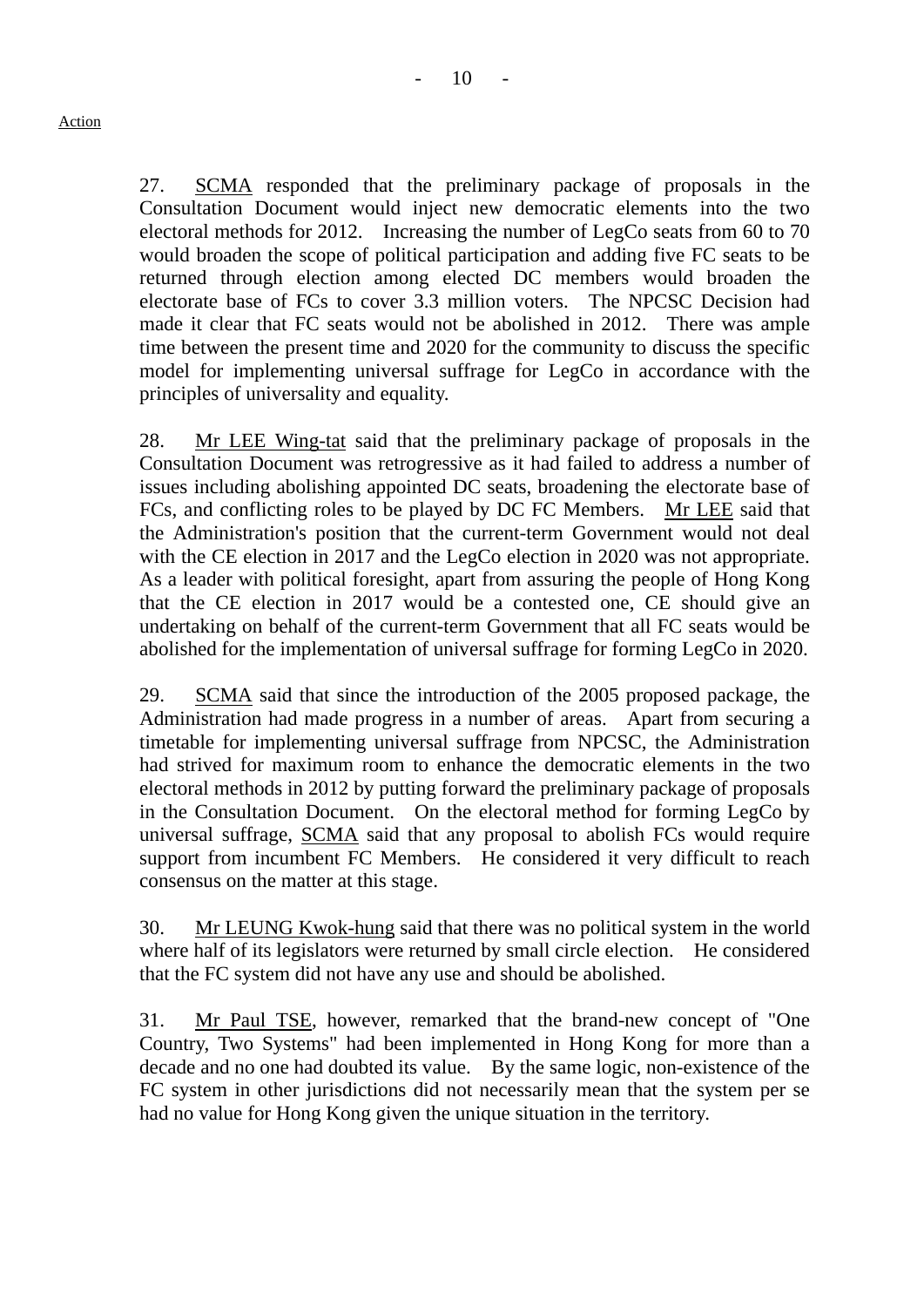Action

27. SCMA responded that the preliminary package of proposals in the Consultation Document would inject new democratic elements into the two electoral methods for 2012. Increasing the number of LegCo seats from 60 to 70 would broaden the scope of political participation and adding five FC seats to be returned through election among elected DC members would broaden the electorate base of FCs to cover 3.3 million voters. The NPCSC Decision had made it clear that FC seats would not be abolished in 2012. There was ample time between the present time and 2020 for the community to discuss the specific model for implementing universal suffrage for LegCo in accordance with the principles of universality and equality.

28. Mr LEE Wing-tat said that the preliminary package of proposals in the Consultation Document was retrogressive as it had failed to address a number of issues including abolishing appointed DC seats, broadening the electorate base of FCs, and conflicting roles to be played by DC FC Members. Mr LEE said that the Administration's position that the current-term Government would not deal with the CE election in 2017 and the LegCo election in 2020 was not appropriate. As a leader with political foresight, apart from assuring the people of Hong Kong that the CE election in 2017 would be a contested one, CE should give an undertaking on behalf of the current-term Government that all FC seats would be abolished for the implementation of universal suffrage for forming LegCo in 2020.

29. SCMA said that since the introduction of the 2005 proposed package, the Administration had made progress in a number of areas. Apart from securing a timetable for implementing universal suffrage from NPCSC, the Administration had strived for maximum room to enhance the democratic elements in the two electoral methods in 2012 by putting forward the preliminary package of proposals in the Consultation Document. On the electoral method for forming LegCo by universal suffrage, SCMA said that any proposal to abolish FCs would require support from incumbent FC Members. He considered it very difficult to reach consensus on the matter at this stage.

30. Mr LEUNG Kwok-hung said that there was no political system in the world where half of its legislators were returned by small circle election. He considered that the FC system did not have any use and should be abolished.

31. Mr Paul TSE, however, remarked that the brand-new concept of "One Country, Two Systems" had been implemented in Hong Kong for more than a decade and no one had doubted its value. By the same logic, non-existence of the FC system in other jurisdictions did not necessarily mean that the system per se had no value for Hong Kong given the unique situation in the territory.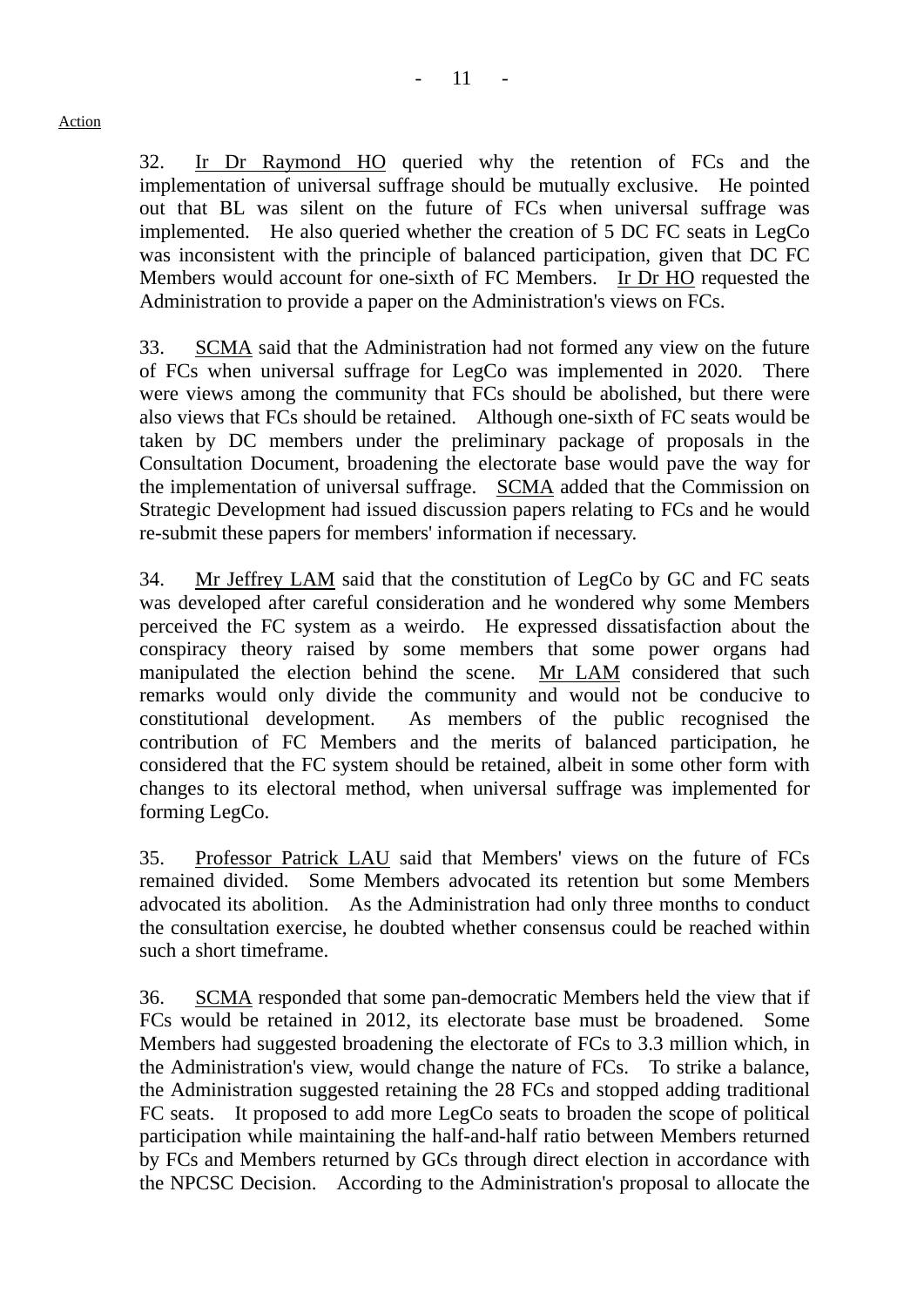Action

32. Ir Dr Raymond HO queried why the retention of FCs and the implementation of universal suffrage should be mutually exclusive. He pointed out that BL was silent on the future of FCs when universal suffrage was implemented. He also queried whether the creation of 5 DC FC seats in LegCo was inconsistent with the principle of balanced participation, given that DC FC Members would account for one-sixth of FC Members. Ir Dr HO requested the Administration to provide a paper on the Administration's views on FCs.

33. SCMA said that the Administration had not formed any view on the future of FCs when universal suffrage for LegCo was implemented in 2020. There were views among the community that FCs should be abolished, but there were also views that FCs should be retained. Although one-sixth of FC seats would be taken by DC members under the preliminary package of proposals in the Consultation Document, broadening the electorate base would pave the way for the implementation of universal suffrage. SCMA added that the Commission on Strategic Development had issued discussion papers relating to FCs and he would re-submit these papers for members' information if necessary.

34. Mr Jeffrey LAM said that the constitution of LegCo by GC and FC seats was developed after careful consideration and he wondered why some Members perceived the FC system as a weirdo. He expressed dissatisfaction about the conspiracy theory raised by some members that some power organs had manipulated the election behind the scene. Mr LAM considered that such remarks would only divide the community and would not be conducive to constitutional development. As members of the public recognised the contribution of FC Members and the merits of balanced participation, he considered that the FC system should be retained, albeit in some other form with changes to its electoral method, when universal suffrage was implemented for forming LegCo.

35. Professor Patrick LAU said that Members' views on the future of FCs remained divided. Some Members advocated its retention but some Members advocated its abolition. As the Administration had only three months to conduct the consultation exercise, he doubted whether consensus could be reached within such a short timeframe.

36. SCMA responded that some pan-democratic Members held the view that if FCs would be retained in 2012, its electorate base must be broadened. Some Members had suggested broadening the electorate of FCs to 3.3 million which, in the Administration's view, would change the nature of FCs. To strike a balance, the Administration suggested retaining the 28 FCs and stopped adding traditional FC seats. It proposed to add more LegCo seats to broaden the scope of political participation while maintaining the half-and-half ratio between Members returned by FCs and Members returned by GCs through direct election in accordance with the NPCSC Decision. According to the Administration's proposal to allocate the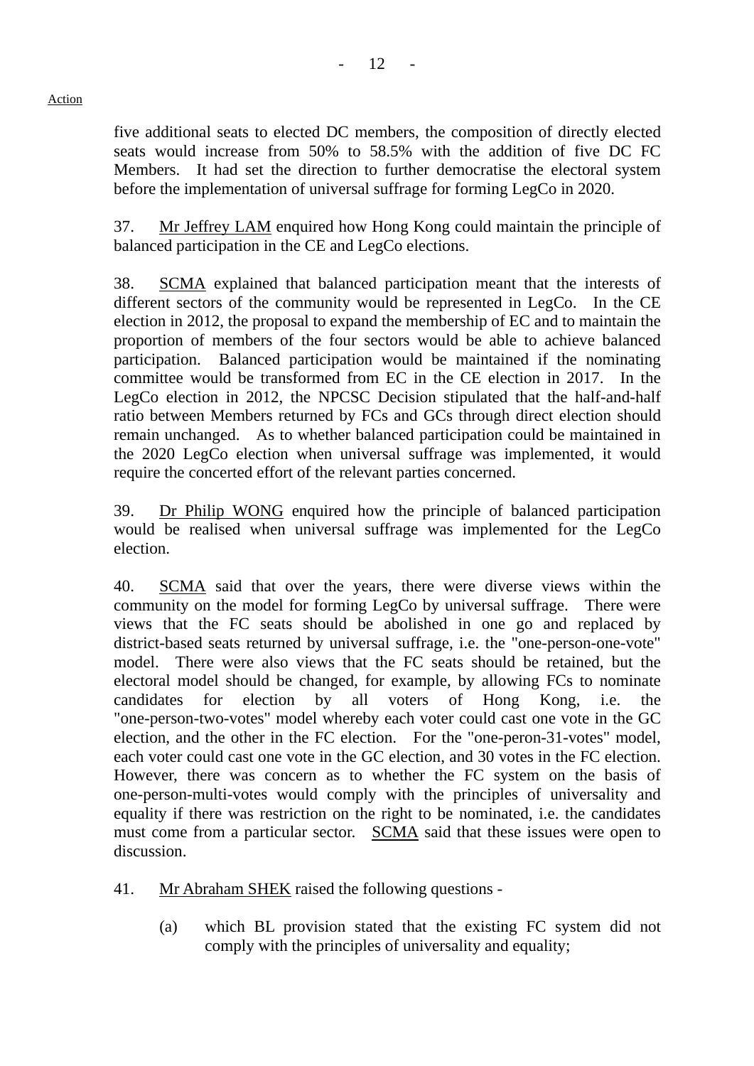Action

five additional seats to elected DC members, the composition of directly elected seats would increase from 50% to 58.5% with the addition of five DC FC Members. It had set the direction to further democratise the electoral system before the implementation of universal suffrage for forming LegCo in 2020.

37. Mr Jeffrey LAM enquired how Hong Kong could maintain the principle of balanced participation in the CE and LegCo elections.

38. SCMA explained that balanced participation meant that the interests of different sectors of the community would be represented in LegCo. In the CE election in 2012, the proposal to expand the membership of EC and to maintain the proportion of members of the four sectors would be able to achieve balanced participation. Balanced participation would be maintained if the nominating committee would be transformed from EC in the CE election in 2017. In the LegCo election in 2012, the NPCSC Decision stipulated that the half-and-half ratio between Members returned by FCs and GCs through direct election should remain unchanged. As to whether balanced participation could be maintained in the 2020 LegCo election when universal suffrage was implemented, it would require the concerted effort of the relevant parties concerned.

39. Dr Philip WONG enquired how the principle of balanced participation would be realised when universal suffrage was implemented for the LegCo election.

40. SCMA said that over the years, there were diverse views within the community on the model for forming LegCo by universal suffrage. There were views that the FC seats should be abolished in one go and replaced by district-based seats returned by universal suffrage, i.e. the "one-person-one-vote" model. There were also views that the FC seats should be retained, but the electoral model should be changed, for example, by allowing FCs to nominate candidates for election by all voters of Hong Kong, i.e. the "one-person-two-votes" model whereby each voter could cast one vote in the GC election, and the other in the FC election. For the "one-peron-31-votes" model, each voter could cast one vote in the GC election, and 30 votes in the FC election. However, there was concern as to whether the FC system on the basis of one-person-multi-votes would comply with the principles of universality and equality if there was restriction on the right to be nominated, i.e. the candidates must come from a particular sector. SCMA said that these issues were open to discussion.

41. Mr Abraham SHEK raised the following questions -

(a) which BL provision stated that the existing FC system did not comply with the principles of universality and equality;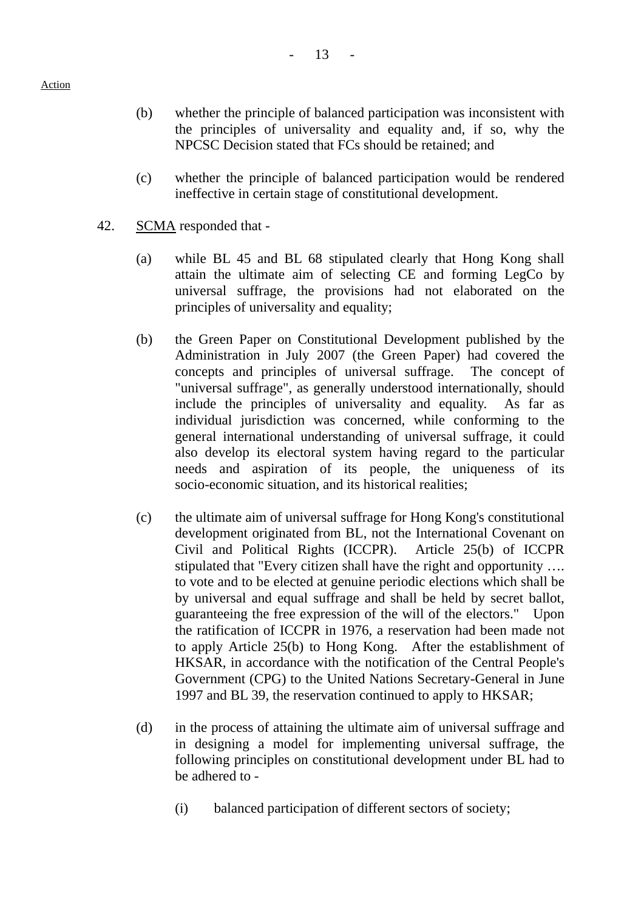Action

(b) whether the principle of balanced participation was inconsistent with the principles of universality and equality and, if so, why the NPCSC Decision stated that FCs should be retained; and

(c) whether the principle of balanced participation would be rendered ineffective in certain stage of constitutional development.

42. SCMA responded that -

(a) while BL 45 and BL 68 stipulated clearly that Hong Kong shall attain the ultimate aim of selecting CE and forming LegCo by universal suffrage, the provisions had not elaborated on the principles of universality and equality;

(b) the Green Paper on Constitutional Development published by the Administration in July 2007 (the Green Paper) had covered the concepts and principles of universal suffrage. The concept of "universal suffrage", as generally understood internationally, should include the principles of universality and equality. As far as individual jurisdiction was concerned, while conforming to the general international understanding of universal suffrage, it could also develop its electoral system having regard to the particular needs and aspiration of its people, the uniqueness of its socio-economic situation, and its historical realities;

(c) the ultimate aim of universal suffrage for Hong Kong's constitutional development originated from BL, not the International Covenant on Civil and Political Rights (ICCPR). Article 25(b) of ICCPR stipulated that "Every citizen shall have the right and opportunity …. to vote and to be elected at genuine periodic elections which shall be by universal and equal suffrage and shall be held by secret ballot, guaranteeing the free expression of the will of the electors." Upon the ratification of ICCPR in 1976, a reservation had been made not to apply Article 25(b) to Hong Kong. After the establishment of HKSAR, in accordance with the notification of the Central People's Government (CPG) to the United Nations Secretary-General in June 1997 and BL 39, the reservation continued to apply to HKSAR;

(d) in the process of attaining the ultimate aim of universal suffrage and in designing a model for implementing universal suffrage, the following principles on constitutional development under BL had to be adhered to -

  (i) balanced participation of different sectors of society;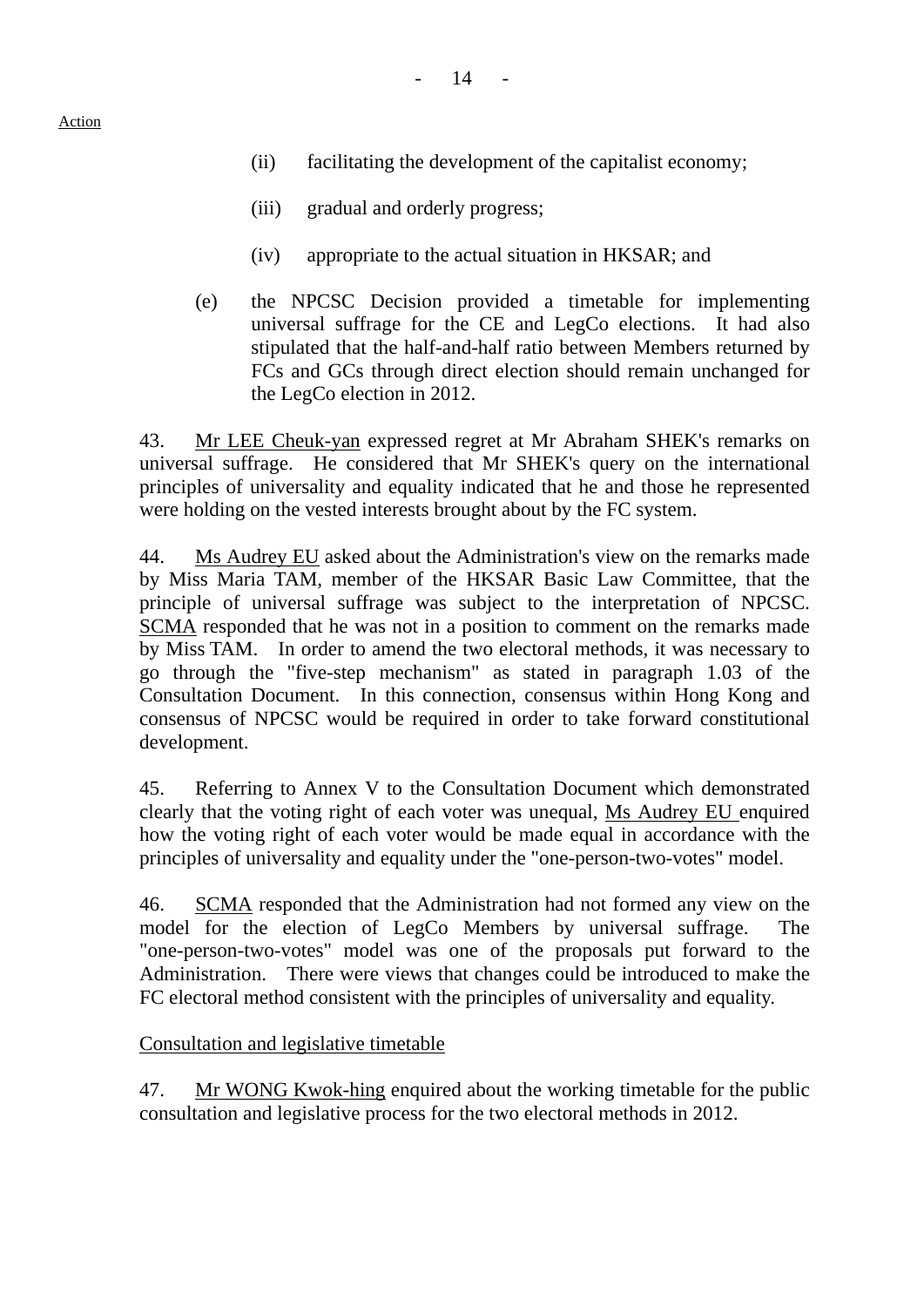Action

(ii) facilitating the development of the capitalist economy;

(iii) gradual and orderly progress;

(iv) appropriate to the actual situation in HKSAR; and

(e) the NPCSC Decision provided a timetable for implementing universal suffrage for the CE and LegCo elections. It had also stipulated that the half-and-half ratio between Members returned by FCs and GCs through direct election should remain unchanged for the LegCo election in 2012.

43. Mr LEE Cheuk-yan expressed regret at Mr Abraham SHEK's remarks on universal suffrage. He considered that Mr SHEK's query on the international principles of universality and equality indicated that he and those he represented were holding on the vested interests brought about by the FC system.

44. Ms Audrey EU asked about the Administration's view on the remarks made by Miss Maria TAM, member of the HKSAR Basic Law Committee, that the principle of universal suffrage was subject to the interpretation of NPCSC. SCMA responded that he was not in a position to comment on the remarks made by Miss TAM. In order to amend the two electoral methods, it was necessary to go through the "five-step mechanism" as stated in paragraph 1.03 of the Consultation Document. In this connection, consensus within Hong Kong and consensus of NPCSC would be required in order to take forward constitutional development.

45. Referring to Annex V to the Consultation Document which demonstrated clearly that the voting right of each voter was unequal, Ms Audrey EU enquired how the voting right of each voter would be made equal in accordance with the principles of universality and equality under the "one-person-two-votes" model.

46. SCMA responded that the Administration had not formed any view on the model for the election of LegCo Members by universal suffrage. The "one-person-two-votes" model was one of the proposals put forward to the Administration. There were views that changes could be introduced to make the FC electoral method consistent with the principles of universality and equality.

Consultation and legislative timetable

47. Mr WONG Kwok-hing enquired about the working timetable for the public consultation and legislative process for the two electoral methods in 2012.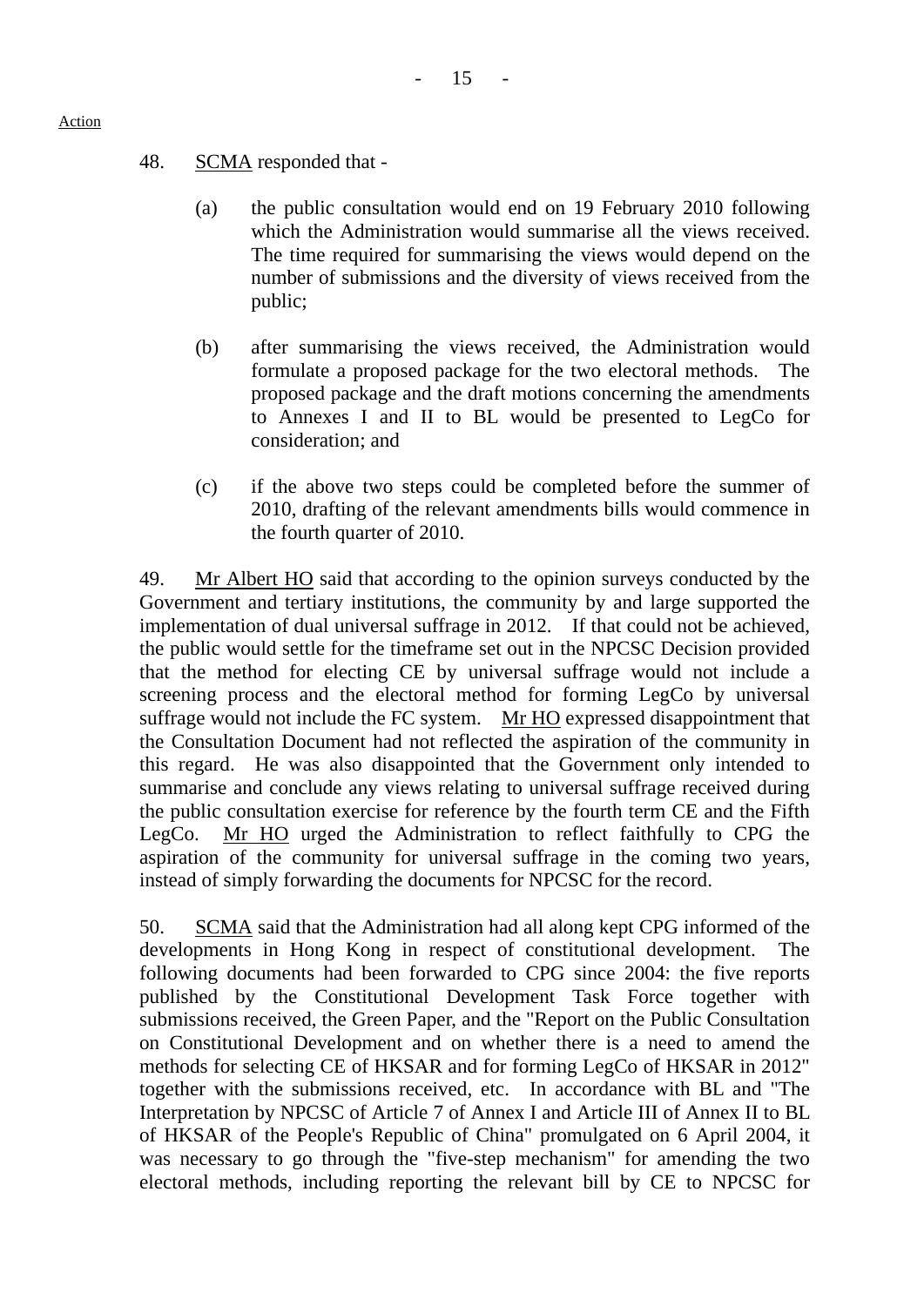Action

48. SCMA responded that -

(a) the public consultation would end on 19 February 2010 following which the Administration would summarise all the views received. The time required for summarising the views would depend on the number of submissions and the diversity of views received from the public;

(b) after summarising the views received, the Administration would formulate a proposed package for the two electoral methods. The proposed package and the draft motions concerning the amendments to Annexes I and II to BL would be presented to LegCo for consideration; and

(c) if the above two steps could be completed before the summer of 2010, drafting of the relevant amendments bills would commence in the fourth quarter of 2010.

49. Mr Albert HO said that according to the opinion surveys conducted by the Government and tertiary institutions, the community by and large supported the implementation of dual universal suffrage in 2012. If that could not be achieved, the public would settle for the timeframe set out in the NPCSC Decision provided that the method for electing CE by universal suffrage would not include a screening process and the electoral method for forming LegCo by universal suffrage would not include the FC system. Mr HO expressed disappointment that the Consultation Document had not reflected the aspiration of the community in this regard. He was also disappointed that the Government only intended to summarise and conclude any views relating to universal suffrage received during the public consultation exercise for reference by the fourth term CE and the Fifth LegCo. Mr HO urged the Administration to reflect faithfully to CPG the aspiration of the community for universal suffrage in the coming two years, instead of simply forwarding the documents for NPCSC for the record.

50. SCMA said that the Administration had all along kept CPG informed of the developments in Hong Kong in respect of constitutional development. The following documents had been forwarded to CPG since 2004: the five reports published by the Constitutional Development Task Force together with submissions received, the Green Paper, and the "Report on the Public Consultation on Constitutional Development and on whether there is a need to amend the methods for selecting CE of HKSAR and for forming LegCo of HKSAR in 2012" together with the submissions received, etc. In accordance with BL and "The Interpretation by NPCSC of Article 7 of Annex I and Article III of Annex II to BL of HKSAR of the People's Republic of China" promulgated on 6 April 2004, it was necessary to go through the "five-step mechanism" for amending the two electoral methods, including reporting the relevant bill by CE to NPCSC for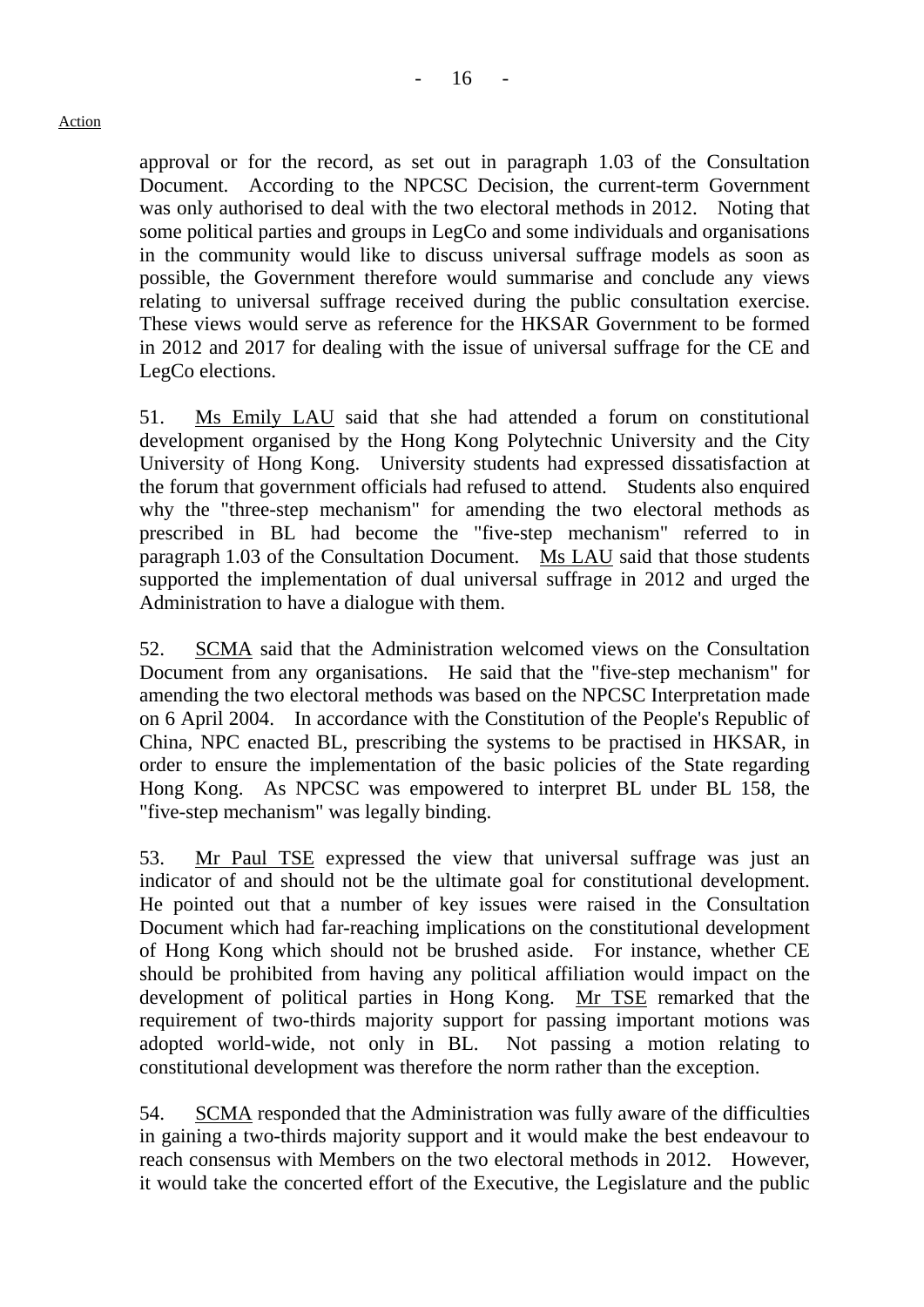Action

approval or for the record, as set out in paragraph 1.03 of the Consultation Document. According to the NPCSC Decision, the current-term Government was only authorised to deal with the two electoral methods in 2012. Noting that some political parties and groups in LegCo and some individuals and organisations in the community would like to discuss universal suffrage models as soon as possible, the Government therefore would summarise and conclude any views relating to universal suffrage received during the public consultation exercise. These views would serve as reference for the HKSAR Government to be formed in 2012 and 2017 for dealing with the issue of universal suffrage for the CE and LegCo elections.

51. Ms Emily LAU said that she had attended a forum on constitutional development organised by the Hong Kong Polytechnic University and the City University of Hong Kong. University students had expressed dissatisfaction at the forum that government officials had refused to attend. Students also enquired why the "three-step mechanism" for amending the two electoral methods as prescribed in BL had become the "five-step mechanism" referred to in paragraph 1.03 of the Consultation Document. Ms LAU said that those students supported the implementation of dual universal suffrage in 2012 and urged the Administration to have a dialogue with them.

52. SCMA said that the Administration welcomed views on the Consultation Document from any organisations. He said that the "five-step mechanism" for amending the two electoral methods was based on the NPCSC Interpretation made on 6 April 2004. In accordance with the Constitution of the People's Republic of China, NPC enacted BL, prescribing the systems to be practised in HKSAR, in order to ensure the implementation of the basic policies of the State regarding Hong Kong. As NPCSC was empowered to interpret BL under BL 158, the "five-step mechanism" was legally binding.

53. Mr Paul TSE expressed the view that universal suffrage was just an indicator of and should not be the ultimate goal for constitutional development. He pointed out that a number of key issues were raised in the Consultation Document which had far-reaching implications on the constitutional development of Hong Kong which should not be brushed aside. For instance, whether CE should be prohibited from having any political affiliation would impact on the development of political parties in Hong Kong. Mr TSE remarked that the requirement of two-thirds majority support for passing important motions was adopted world-wide, not only in BL. Not passing a motion relating to constitutional development was therefore the norm rather than the exception.

54. SCMA responded that the Administration was fully aware of the difficulties in gaining a two-thirds majority support and it would make the best endeavour to reach consensus with Members on the two electoral methods in 2012. However, it would take the concerted effort of the Executive, the Legislature and the public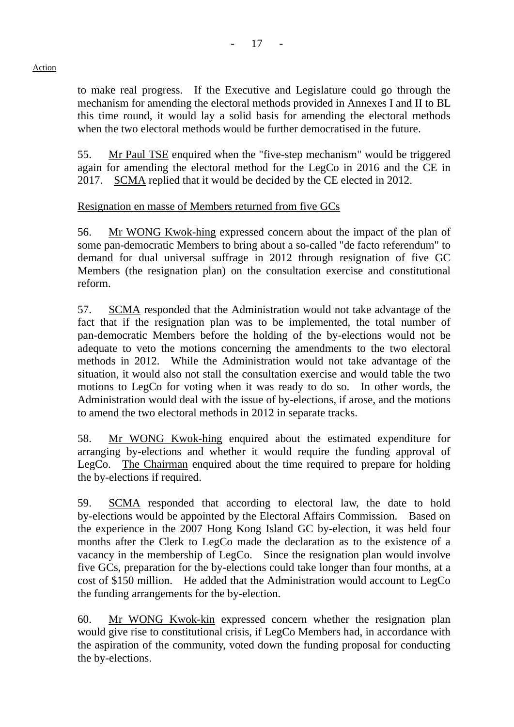Action

to make real progress. If the Executive and Legislature could go through the mechanism for amending the electoral methods provided in Annexes I and II to BL this time round, it would lay a solid basis for amending the electoral methods when the two electoral methods would be further democratised in the future.

55. Mr Paul TSE enquired when the "five-step mechanism" would be triggered again for amending the electoral method for the LegCo in 2016 and the CE in 2017. SCMA replied that it would be decided by the CE elected in 2012.

Resignation en masse of Members returned from five GCs

56. Mr WONG Kwok-hing expressed concern about the impact of the plan of some pan-democratic Members to bring about a so-called "de facto referendum" to demand for dual universal suffrage in 2012 through resignation of five GC Members (the resignation plan) on the consultation exercise and constitutional reform.

57. SCMA responded that the Administration would not take advantage of the fact that if the resignation plan was to be implemented, the total number of pan-democratic Members before the holding of the by-elections would not be adequate to veto the motions concerning the amendments to the two electoral methods in 2012. While the Administration would not take advantage of the situation, it would also not stall the consultation exercise and would table the two motions to LegCo for voting when it was ready to do so. In other words, the Administration would deal with the issue of by-elections, if arose, and the motions to amend the two electoral methods in 2012 in separate tracks.

58. Mr WONG Kwok-hing enquired about the estimated expenditure for arranging by-elections and whether it would require the funding approval of LegCo. The Chairman enquired about the time required to prepare for holding the by-elections if required.

59. SCMA responded that according to electoral law, the date to hold by-elections would be appointed by the Electoral Affairs Commission. Based on the experience in the 2007 Hong Kong Island GC by-election, it was held four months after the Clerk to LegCo made the declaration as to the existence of a vacancy in the membership of LegCo. Since the resignation plan would involve five GCs, preparation for the by-elections could take longer than four months, at a cost of $150 million. He added that the Administration would account to LegCo the funding arrangements for the by-election.

60. Mr WONG Kwok-kin expressed concern whether the resignation plan would give rise to constitutional crisis, if LegCo Members had, in accordance with the aspiration of the community, voted down the funding proposal for conducting the by-elections.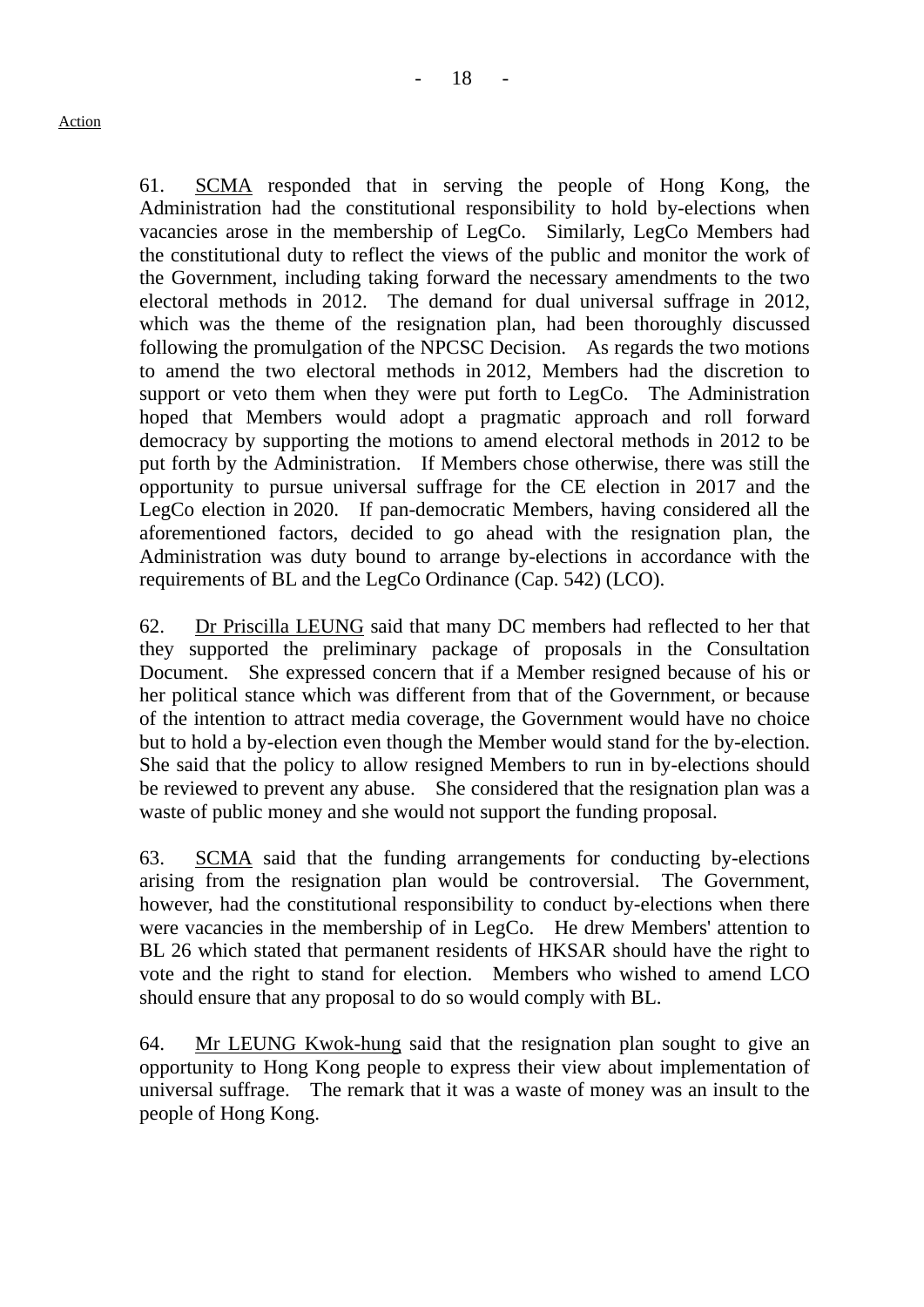Action

61. SCMA responded that in serving the people of Hong Kong, the Administration had the constitutional responsibility to hold by-elections when vacancies arose in the membership of LegCo. Similarly, LegCo Members had the constitutional duty to reflect the views of the public and monitor the work of the Government, including taking forward the necessary amendments to the two electoral methods in 2012. The demand for dual universal suffrage in 2012, which was the theme of the resignation plan, had been thoroughly discussed following the promulgation of the NPCSC Decision. As regards the two motions to amend the two electoral methods in 2012, Members had the discretion to support or veto them when they were put forth to LegCo. The Administration hoped that Members would adopt a pragmatic approach and roll forward democracy by supporting the motions to amend electoral methods in 2012 to be put forth by the Administration. If Members chose otherwise, there was still the opportunity to pursue universal suffrage for the CE election in 2017 and the LegCo election in 2020. If pan-democratic Members, having considered all the aforementioned factors, decided to go ahead with the resignation plan, the Administration was duty bound to arrange by-elections in accordance with the requirements of BL and the LegCo Ordinance (Cap. 542) (LCO).

62. Dr Priscilla LEUNG said that many DC members had reflected to her that they supported the preliminary package of proposals in the Consultation Document. She expressed concern that if a Member resigned because of his or her political stance which was different from that of the Government, or because of the intention to attract media coverage, the Government would have no choice but to hold a by-election even though the Member would stand for the by-election. She said that the policy to allow resigned Members to run in by-elections should be reviewed to prevent any abuse. She considered that the resignation plan was a waste of public money and she would not support the funding proposal.

63. SCMA said that the funding arrangements for conducting by-elections arising from the resignation plan would be controversial. The Government, however, had the constitutional responsibility to conduct by-elections when there were vacancies in the membership of in LegCo. He drew Members' attention to BL 26 which stated that permanent residents of HKSAR should have the right to vote and the right to stand for election. Members who wished to amend LCO should ensure that any proposal to do so would comply with BL.

64. Mr LEUNG Kwok-hung said that the resignation plan sought to give an opportunity to Hong Kong people to express their view about implementation of universal suffrage. The remark that it was a waste of money was an insult to the people of Hong Kong.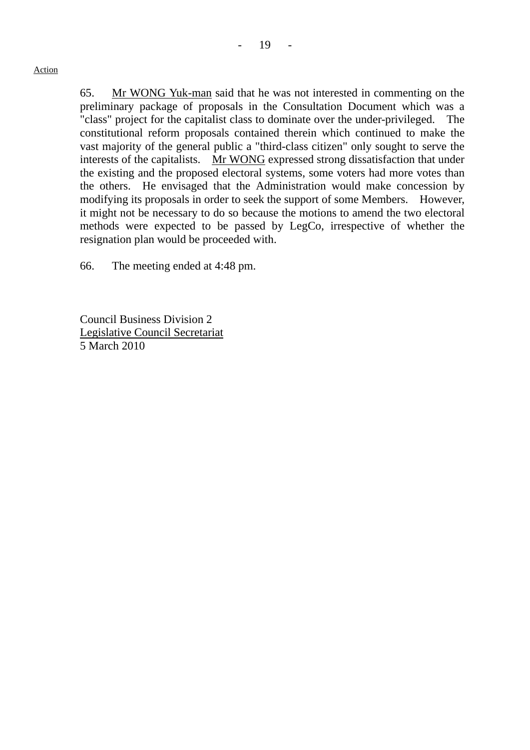Action

65. Mr WONG Yuk-man said that he was not interested in commenting on the preliminary package of proposals in the Consultation Document which was a "class" project for the capitalist class to dominate over the under-privileged. The constitutional reform proposals contained therein which continued to make the vast majority of the general public a "third-class citizen" only sought to serve the interests of the capitalists. Mr WONG expressed strong dissatisfaction that under the existing and the proposed electoral systems, some voters had more votes than the others. He envisaged that the Administration would make concession by modifying its proposals in order to seek the support of some Members. However, it might not be necessary to do so because the motions to amend the two electoral methods were expected to be passed by LegCo, irrespective of whether the resignation plan would be proceeded with.

66. The meeting ended at 4:48 pm.

Council Business Division 2
Legislative Council Secretariat
5 March 2010